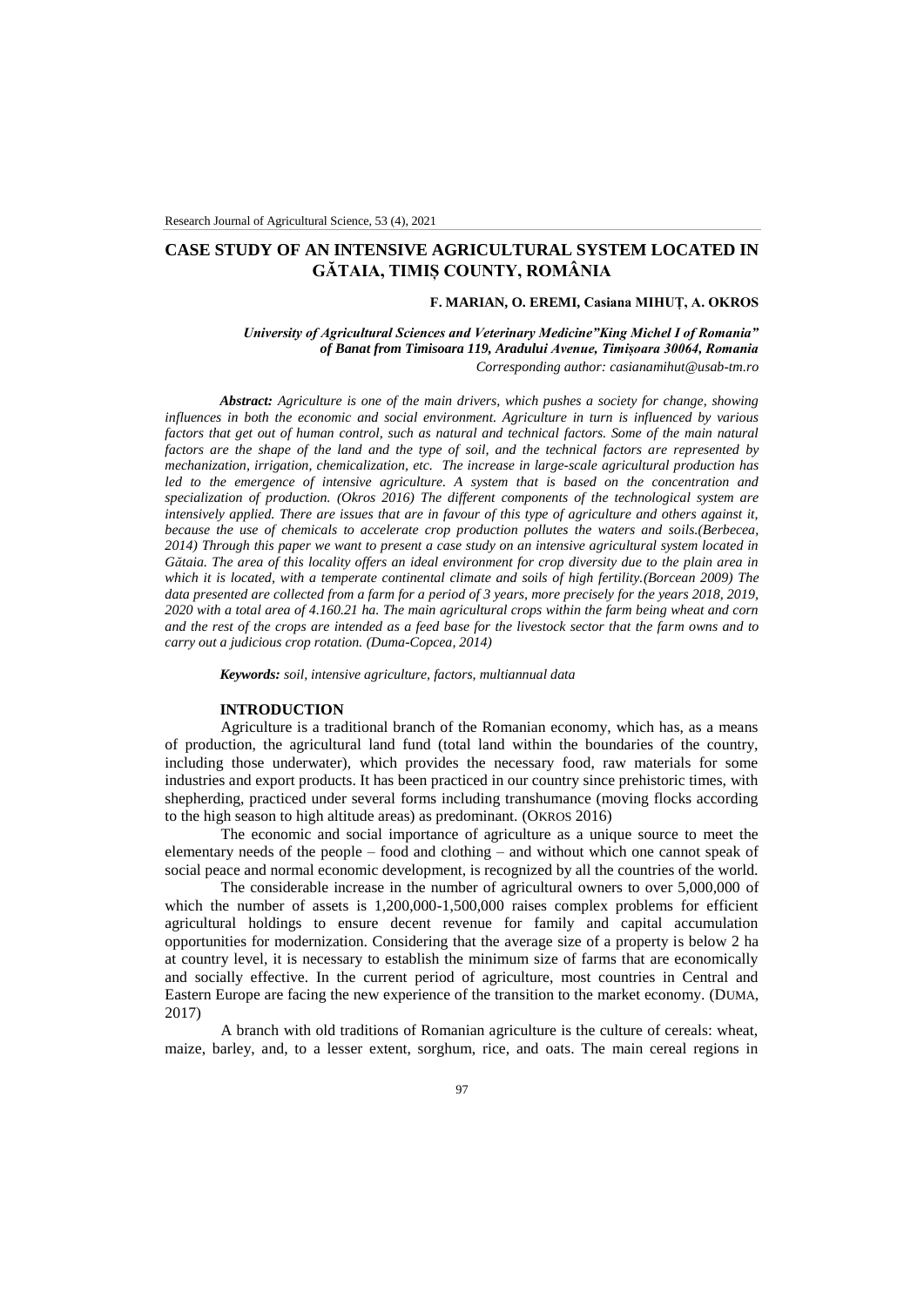# CASE STUDY OF AN INTENSIVE AGRICULTURAL SYSTEM LOCATED IN GĂTAIA, TIMIȘ COUNTY, ROMÂNIA

**F. MARIAN, O. EREMI, Casiana MIHUȚ, A. OKROS**

***University of Agricultural Sciences and Veterinary Medicine"King Michel I of Romania" of Banat from Timisoara 119, Aradului Avenue, Timișoara 30064, Romania***

*Corresponding author: casianamihut@usab-tm.ro*

***Abstract:*** *Agriculture is one of the main drivers, which pushes a society for change, showing influences in both the economic and social environment. Agriculture in turn is influenced by various factors that get out of human control, such as natural and technical factors. Some of the main natural factors are the shape of the land and the type of soil, and the technical factors are represented by mechanization, irrigation, chemicalization, etc. The increase in large-scale agricultural production has led to the emergence of intensive agriculture. A system that is based on the concentration and specialization of production. (Okros 2016) The different components of the technological system are intensively applied. There are issues that are in favour of this type of agriculture and others against it, because the use of chemicals to accelerate crop production pollutes the waters and soils.(Berbecea, 2014) Through this paper we want to present a case study on an intensive agricultural system located in Gătaia. The area of this locality offers an ideal environment for crop diversity due to the plain area in which it is located, with a temperate continental climate and soils of high fertility.(Borcean 2009) The data presented are collected from a farm for a period of 3 years, more precisely for the years 2018, 2019, 2020 with a total area of 4.160.21 ha. The main agricultural crops within the farm being wheat and corn and the rest of the crops are intended as a feed base for the livestock sector that the farm owns and to carry out a judicious crop rotation. (Duma-Copcea, 2014)*

***Keywords:*** *soil, intensive agriculture, factors, multiannual data*

## INTRODUCTION

Agriculture is a traditional branch of the Romanian economy, which has, as a means of production, the agricultural land fund (total land within the boundaries of the country, including those underwater), which provides the necessary food, raw materials for some industries and export products. It has been practiced in our country since prehistoric times, with shepherding, practiced under several forms including transhumance (moving flocks according to the high season to high altitude areas) as predominant. (OKROS 2016)

The economic and social importance of agriculture as a unique source to meet the elementary needs of the people – food and clothing – and without which one cannot speak of social peace and normal economic development, is recognized by all the countries of the world.

The considerable increase in the number of agricultural owners to over 5,000,000 of which the number of assets is 1,200,000-1,500,000 raises complex problems for efficient agricultural holdings to ensure decent revenue for family and capital accumulation opportunities for modernization. Considering that the average size of a property is below 2 ha at country level, it is necessary to establish the minimum size of farms that are economically and socially effective. In the current period of agriculture, most countries in Central and Eastern Europe are facing the new experience of the transition to the market economy. (DUMA, 2017)

A branch with old traditions of Romanian agriculture is the culture of cereals: wheat, maize, barley, and, to a lesser extent, sorghum, rice, and oats. The main cereal regions in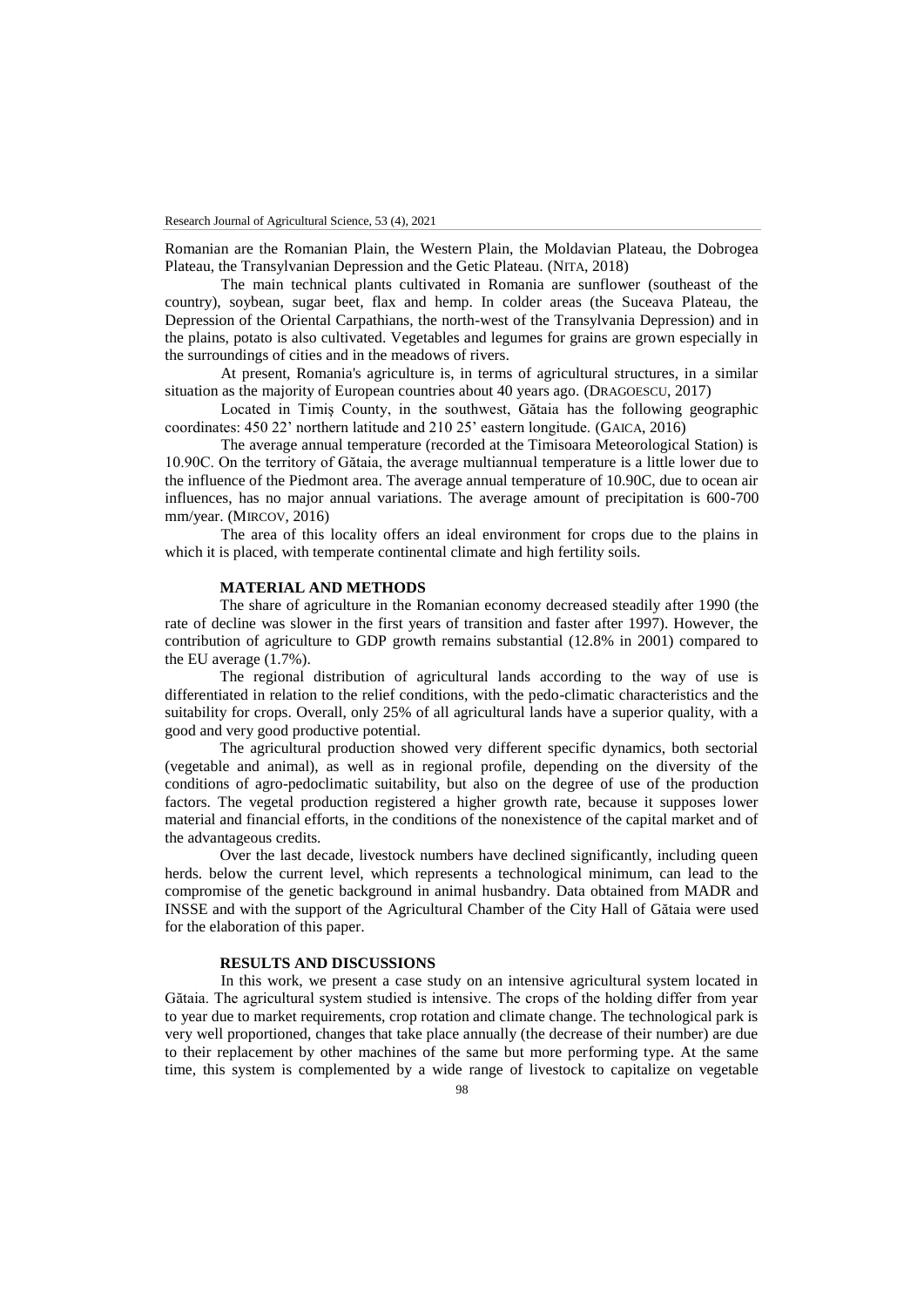Romanian are the Romanian Plain, the Western Plain, the Moldavian Plateau, the Dobrogea Plateau, the Transylvanian Depression and the Getic Plateau. (NITA, 2018)

The main technical plants cultivated in Romania are sunflower (southeast of the country), soybean, sugar beet, flax and hemp. In colder areas (the Suceava Plateau, the Depression of the Oriental Carpathians, the north-west of the Transylvania Depression) and in the plains, potato is also cultivated. Vegetables and legumes for grains are grown especially in the surroundings of cities and in the meadows of rivers.

At present, Romania's agriculture is, in terms of agricultural structures, in a similar situation as the majority of European countries about 40 years ago. (DRAGOESCU, 2017)

Located in Timiş County, in the southwest, Gătaia has the following geographic coordinates: 450 22' northern latitude and 210 25' eastern longitude. (GAICA, 2016)

The average annual temperature (recorded at the Timisoara Meteorological Station) is 10.90C. On the territory of Gătaia, the average multiannual temperature is a little lower due to the influence of the Piedmont area. The average annual temperature of 10.90C, due to ocean air influences, has no major annual variations. The average amount of precipitation is 600-700 mm/year. (MIRCOV, 2016)

The area of this locality offers an ideal environment for crops due to the plains in which it is placed, with temperate continental climate and high fertility soils.

## MATERIAL AND METHODS

The share of agriculture in the Romanian economy decreased steadily after 1990 (the rate of decline was slower in the first years of transition and faster after 1997). However, the contribution of agriculture to GDP growth remains substantial (12.8% in 2001) compared to the EU average (1.7%).

The regional distribution of agricultural lands according to the way of use is differentiated in relation to the relief conditions, with the pedo-climatic characteristics and the suitability for crops. Overall, only 25% of all agricultural lands have a superior quality, with a good and very good productive potential.

The agricultural production showed very different specific dynamics, both sectorial (vegetable and animal), as well as in regional profile, depending on the diversity of the conditions of agro-pedoclimatic suitability, but also on the degree of use of the production factors. The vegetal production registered a higher growth rate, because it supposes lower material and financial efforts, in the conditions of the nonexistence of the capital market and of the advantageous credits.

Over the last decade, livestock numbers have declined significantly, including queen herds. below the current level, which represents a technological minimum, can lead to the compromise of the genetic background in animal husbandry. Data obtained from MADR and INSSE and with the support of the Agricultural Chamber of the City Hall of Gătaia were used for the elaboration of this paper.

## RESULTS AND DISCUSSIONS

In this work, we present a case study on an intensive agricultural system located in Gătaia. The agricultural system studied is intensive. The crops of the holding differ from year to year due to market requirements, crop rotation and climate change. The technological park is very well proportioned, changes that take place annually (the decrease of their number) are due to their replacement by other machines of the same but more performing type. At the same time, this system is complemented by a wide range of livestock to capitalize on vegetable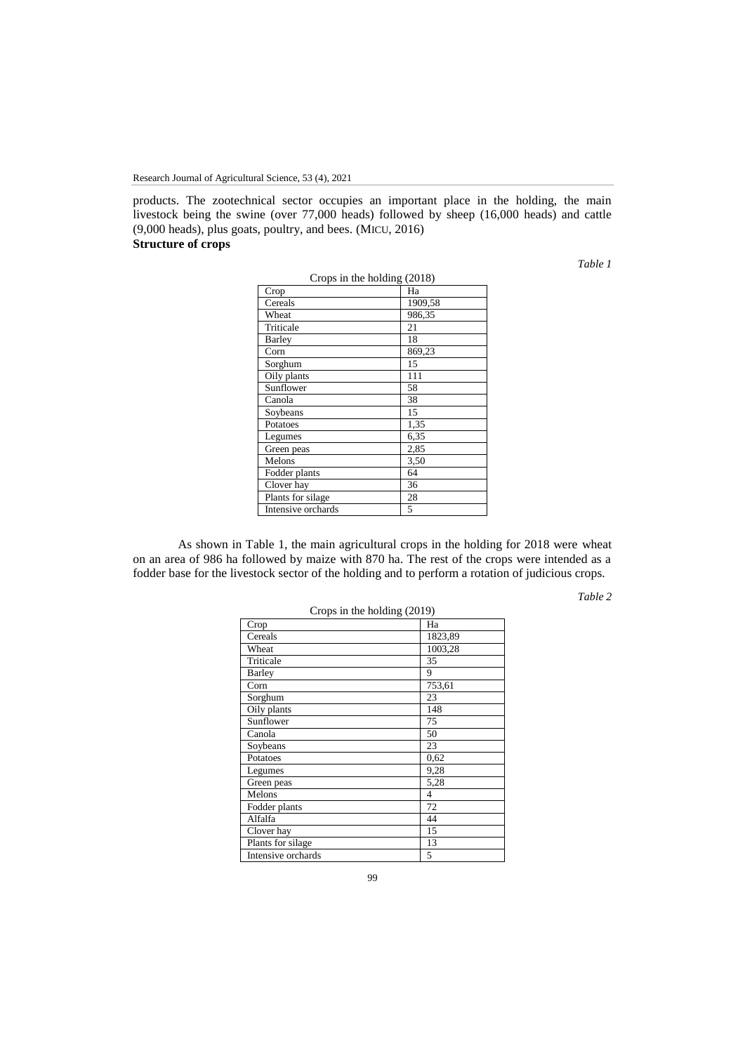products. The zootechnical sector occupies an important place in the holding, the main livestock being the swine (over 77,000 heads) followed by sheep (16,000 heads) and cattle (9,000 heads), plus goats, poultry, and bees. (MICU, 2016)

**Structure of crops**

*Table 1*

Crops in the holding (2018)

| Crop | Ha |
|---|---|
| Cereals | 1909,58 |
| Wheat | 986,35 |
| Triticale | 21 |
| Barley | 18 |
| Corn | 869,23 |
| Sorghum | 15 |
| Oily plants | 111 |
| Sunflower | 58 |
| Canola | 38 |
| Soybeans | 15 |
| Potatoes | 1,35 |
| Legumes | 6,35 |
| Green peas | 2,85 |
| Melons | 3,50 |
| Fodder plants | 64 |
| Clover hay | 36 |
| Plants for silage | 28 |
| Intensive orchards | 5 |

As shown in Table 1, the main agricultural crops in the holding for 2018 were wheat on an area of 986 ha followed by maize with 870 ha. The rest of the crops were intended as a fodder base for the livestock sector of the holding and to perform a rotation of judicious crops.

*Table 2*

Crops in the holding (2019)

| Crop | Ha |
|---|---|
| Cereals | 1823,89 |
| Wheat | 1003,28 |
| Triticale | 35 |
| Barley | 9 |
| Corn | 753,61 |
| Sorghum | 23 |
| Oily plants | 148 |
| Sunflower | 75 |
| Canola | 50 |
| Soybeans | 23 |
| Potatoes | 0,62 |
| Legumes | 9,28 |
| Green peas | 5,28 |
| Melons | 4 |
| Fodder plants | 72 |
| Alfalfa | 44 |
| Clover hay | 15 |
| Plants for silage | 13 |
| Intensive orchards | 5 |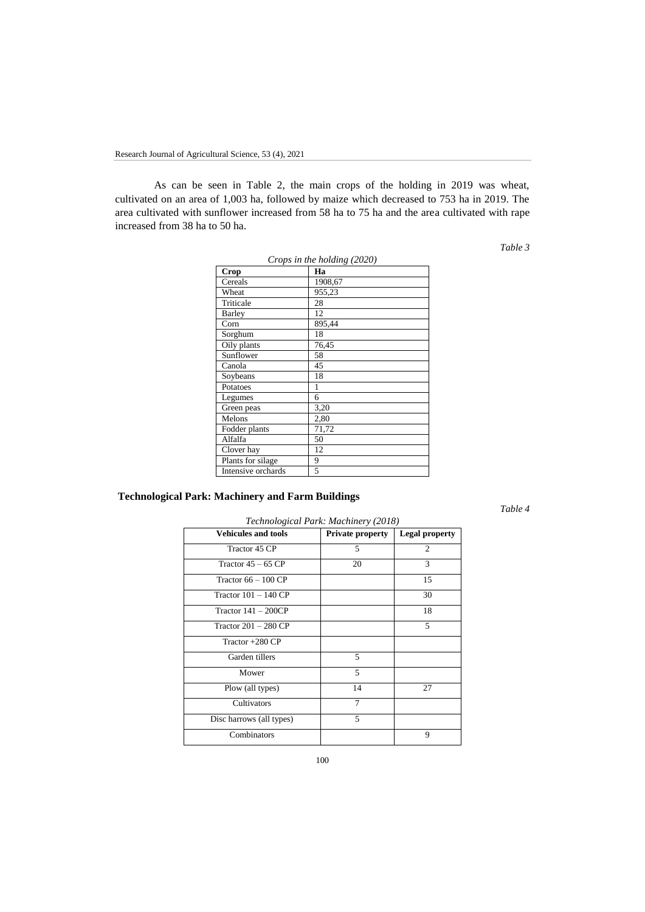As can be seen in Table 2, the main crops of the holding in 2019 was wheat, cultivated on an area of 1,003 ha, followed by maize which decreased to 753 ha in 2019. The area cultivated with sunflower increased from 58 ha to 75 ha and the area cultivated with rape increased from 38 ha to 50 ha.

*Table 3*

*Crops in the holding (2020)*

| Crop | Ha |
|---|---|
| Cereals | 1908,67 |
| Wheat | 955,23 |
| Triticale | 28 |
| Barley | 12 |
| Corn | 895,44 |
| Sorghum | 18 |
| Oily plants | 76,45 |
| Sunflower | 58 |
| Canola | 45 |
| Soybeans | 18 |
| Potatoes | 1 |
| Legumes | 6 |
| Green peas | 3,20 |
| Melons | 2,80 |
| Fodder plants | 71,72 |
| Alfalfa | 50 |
| Clover hay | 12 |
| Plants for silage | 9 |
| Intensive orchards | 5 |

## Technological Park: Machinery and Farm Buildings

*Table 4*

*Technological Park: Machinery (2018)*

| Vehicules and tools | Private property | Legal property |
|---|---|---|
| Tractor 45 CP | 5 | 2 |
| Tractor 45 – 65 CP | 20 | 3 |
| Tractor 66 – 100 CP | | 15 |
| Tractor 101 – 140 CP | | 30 |
| Tractor 141 – 200CP | | 18 |
| Tractor 201 – 280 CP | | 5 |
| Tractor +280 CP | | |
| Garden tillers | 5 | |
| Mower | 5 | |
| Plow (all types) | 14 | 27 |
| Cultivators | 7 | |
| Disc harrows (all types) | 5 | |
| Combinators | | 9 |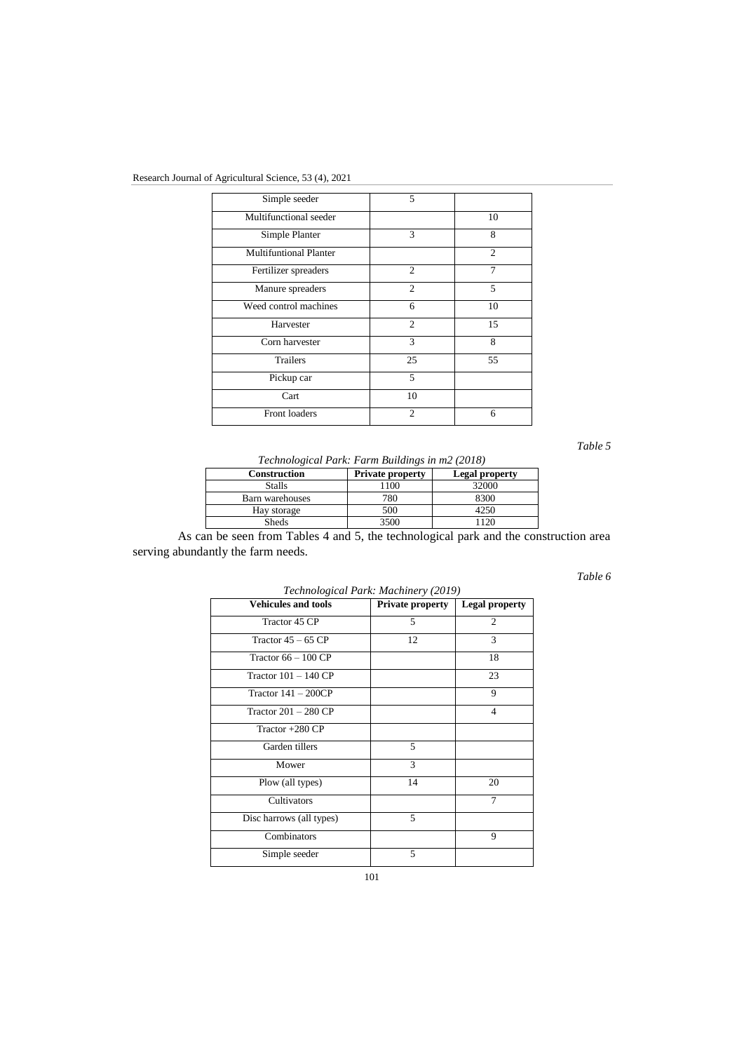| | | |
|---|---|---|
| Simple seeder | 5 | |
| Multifunctional seeder | | 10 |
| Simple Planter | 3 | 8 |
| Multifuntional Planter | | 2 |
| Fertilizer spreaders | 2 | 7 |
| Manure spreaders | 2 | 5 |
| Weed control machines | 6 | 10 |
| Harvester | 2 | 15 |
| Corn harvester | 3 | 8 |
| Trailers | 25 | 55 |
| Pickup car | 5 | |
| Cart | 10 | |
| Front loaders | 2 | 6 |

*Table 5*

*Technological Park: Farm Buildings in m2 (2018)*

| Construction | Private property | Legal property |
|---|---|---|
| Stalls | 1100 | 32000 |
| Barn warehouses | 780 | 8300 |
| Hay storage | 500 | 4250 |
| Sheds | 3500 | 1120 |

As can be seen from Tables 4 and 5, the technological park and the construction area serving abundantly the farm needs.

*Table 6*

*Technological Park: Machinery (2019)*

| Vehicules and tools | Private property | Legal property |
|---|---|---|
| Tractor 45 CP | 5 | 2 |
| Tractor 45 – 65 CP | 12 | 3 |
| Tractor 66 – 100 CP | | 18 |
| Tractor 101 – 140 CP | | 23 |
| Tractor 141 – 200CP | | 9 |
| Tractor 201 – 280 CP | | 4 |
| Tractor +280 CP | | |
| Garden tillers | 5 | |
| Mower | 3 | |
| Plow (all types) | 14 | 20 |
| Cultivators | | 7 |
| Disc harrows (all types) | 5 | |
| Combinators | | 9 |
| Simple seeder | 5 | |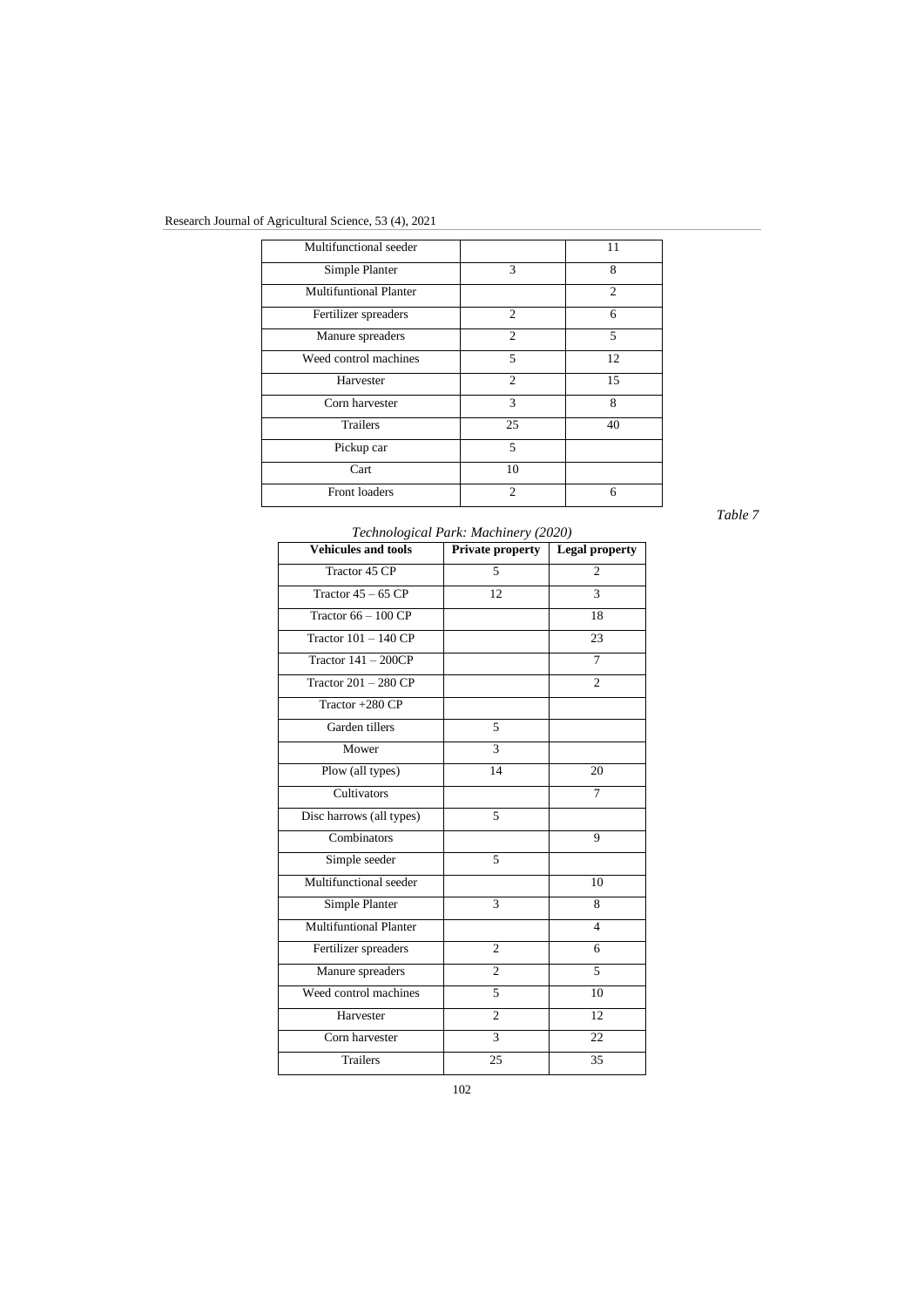| | | |
|---|---|---|
| Multifunctional seeder | | 11 |
| Simple Planter | 3 | 8 |
| Multifuntional Planter | | 2 |
| Fertilizer spreaders | 2 | 6 |
| Manure spreaders | 2 | 5 |
| Weed control machines | 5 | 12 |
| Harvester | 2 | 15 |
| Corn harvester | 3 | 8 |
| Trailers | 25 | 40 |
| Pickup car | 5 | |
| Cart | 10 | |
| Front loaders | 2 | 6 |

*Table 7*

*Technological Park: Machinery (2020)*

| Vehicules and tools | Private property | Legal property |
|---|---|---|
| Tractor 45 CP | 5 | 2 |
| Tractor 45 – 65 CP | 12 | 3 |
| Tractor 66 – 100 CP | | 18 |
| Tractor 101 – 140 CP | | 23 |
| Tractor 141 – 200CP | | 7 |
| Tractor 201 – 280 CP | | 2 |
| Tractor +280 CP | | |
| Garden tillers | 5 | |
| Mower | 3 | |
| Plow (all types) | 14 | 20 |
| Cultivators | | 7 |
| Disc harrows (all types) | 5 | |
| Combinators | | 9 |
| Simple seeder | 5 | |
| Multifunctional seeder | | 10 |
| Simple Planter | 3 | 8 |
| Multifuntional Planter | | 4 |
| Fertilizer spreaders | 2 | 6 |
| Manure spreaders | 2 | 5 |
| Weed control machines | 5 | 10 |
| Harvester | 2 | 12 |
| Corn harvester | 3 | 22 |
| Trailers | 25 | 35 |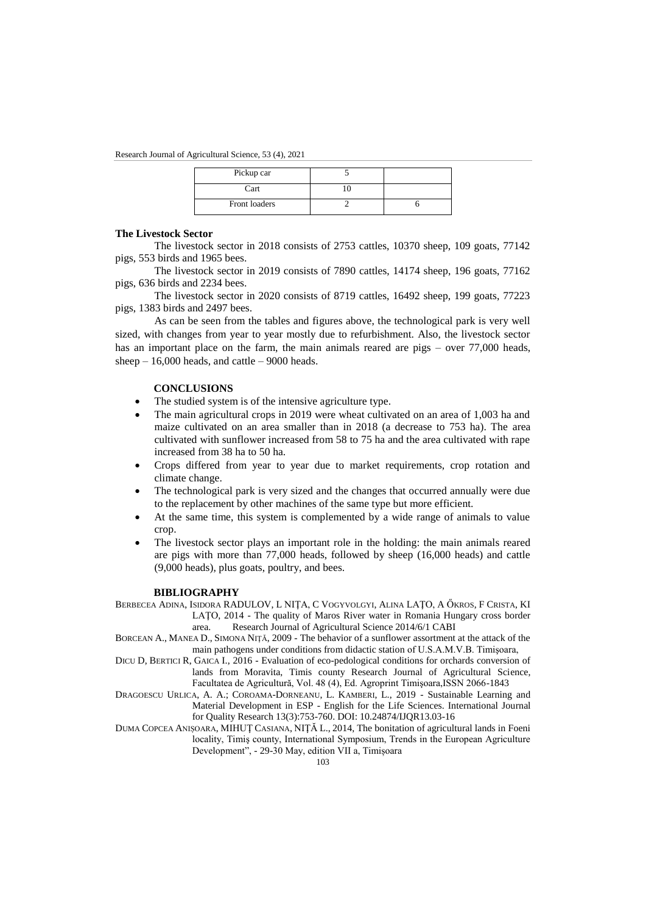| Pickup car | 5 | |
|---|---|---|
| Cart | 10 | |
| Front loaders | 2 | 6 |

**The Livestock Sector**

The livestock sector in 2018 consists of 2753 cattles, 10370 sheep, 109 goats, 77142 pigs, 553 birds and 1965 bees.

The livestock sector in 2019 consists of 7890 cattles, 14174 sheep, 196 goats, 77162 pigs, 636 birds and 2234 bees.

The livestock sector in 2020 consists of 8719 cattles, 16492 sheep, 199 goats, 77223 pigs, 1383 birds and 2497 bees.

As can be seen from the tables and figures above, the technological park is very well sized, with changes from year to year mostly due to refurbishment. Also, the livestock sector has an important place on the farm, the main animals reared are pigs – over 77,000 heads, sheep – 16,000 heads, and cattle – 9000 heads.

## CONCLUSIONS

- The studied system is of the intensive agriculture type.
- The main agricultural crops in 2019 were wheat cultivated on an area of 1,003 ha and maize cultivated on an area smaller than in 2018 (a decrease to 753 ha). The area cultivated with sunflower increased from 58 to 75 ha and the area cultivated with rape increased from 38 ha to 50 ha.
- Crops differed from year to year due to market requirements, crop rotation and climate change.
- The technological park is very sized and the changes that occurred annually were due to the replacement by other machines of the same type but more efficient.
- At the same time, this system is complemented by a wide range of animals to value crop.
- The livestock sector plays an important role in the holding: the main animals reared are pigs with more than 77,000 heads, followed by sheep (16,000 heads) and cattle (9,000 heads), plus goats, poultry, and bees.

## BIBLIOGRAPHY

BERBECEA ADINA, ISIDORA RADULOV, L NIȚA, C VOGYVOLGYI, ALINA LAȚO, A ŐKROS, F CRISTA, KI LAȚO, 2014 - The quality of Maros River water in Romania Hungary cross border area. Research Journal of Agricultural Science 2014/6/1 CABI

BORCEAN A., MANEA D., SIMONA NIȚĂ, 2009 - The behavior of a sunflower assortment at the attack of the main pathogens under conditions from didactic station of U.S.A.M.V.B. Timişoara,

DICU D, BERTICI R, GAICA I., 2016 - Evaluation of eco-pedological conditions for orchards conversion of lands from Moravita, Timis county Research Journal of Agricultural Science, Facultatea de Agricultură, Vol. 48 (4), Ed. Agroprint Timişoara,ISSN 2066-1843

DRAGOESCU URLICA, A. A.; COROAMA-DORNEANU, L. KAMBERI, L., 2019 - Sustainable Learning and Material Development in ESP - English for the Life Sciences. International Journal for Quality Research 13(3):753-760. DOI: 10.24874/IJQR13.03-16

DUMA COPCEA ANIȘOARA, MIHUȚ CASIANA, NIȚĂ L., 2014, The bonitation of agricultural lands in Foeni locality, Timiş county, International Symposium, Trends in the European Agriculture Development", - 29-30 May, edition VII a, Timișoara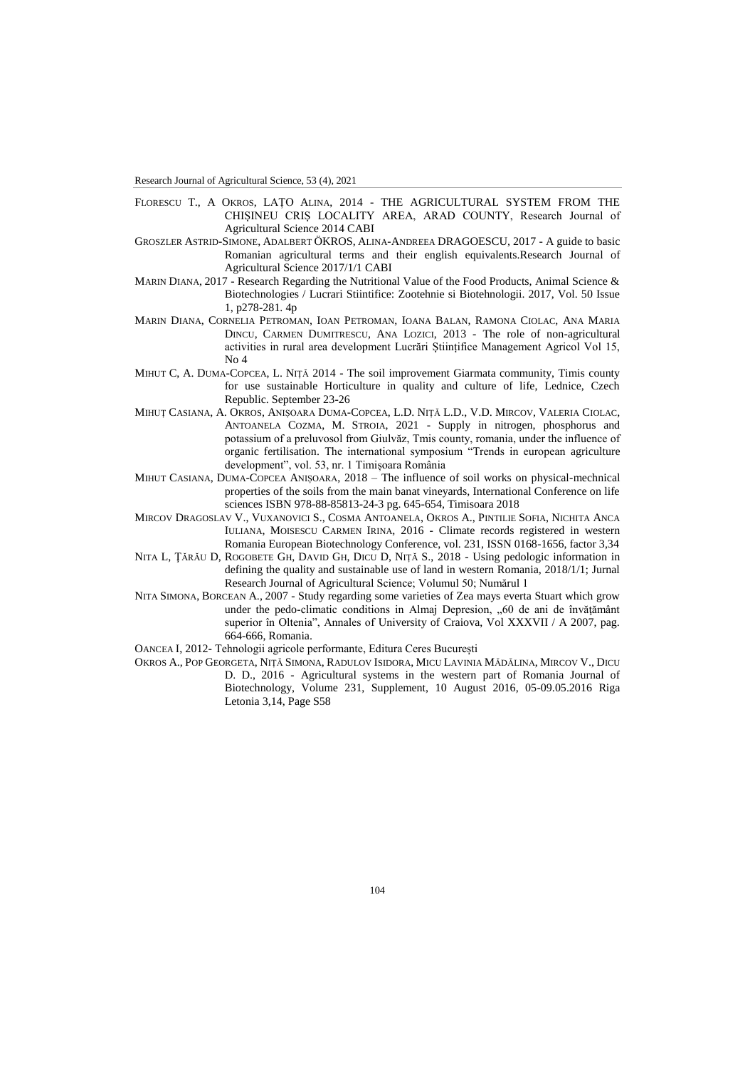FLORESCU T., A OKROS, LAȚO ALINA, 2014 - THE AGRICULTURAL SYSTEM FROM THE CHIȘINEU CRIȘ LOCALITY AREA, ARAD COUNTY, Research Journal of Agricultural Science 2014 CABI

GROSZLER ASTRID-SIMONE, ADALBERT ÖKROS, ALINA-ANDREEA DRAGOESCU, 2017 - A guide to basic Romanian agricultural terms and their english equivalents.Research Journal of Agricultural Science 2017/1/1 CABI

MARIN DIANA, 2017 - Research Regarding the Nutritional Value of the Food Products, Animal Science & Biotechnologies / Lucrari Stiintifice: Zootehnie si Biotehnologii. 2017, Vol. 50 Issue 1, p278-281. 4p

MARIN DIANA, CORNELIA PETROMAN, IOAN PETROMAN, IOANA BALAN, RAMONA CIOLAC, ANA MARIA DINCU, CARMEN DUMITRESCU, ANA LOZICI, 2013 - The role of non-agricultural activities in rural area development Lucrări Științifice Management Agricol Vol 15, No 4

MIHUT C, A. DUMA-COPCEA, L. NIȚĂ 2014 - The soil improvement Giarmata community, Timis county for use sustainable Horticulture in quality and culture of life, Lednice, Czech Republic. September 23-26

MIHUȚ CASIANA, A. OKROS, ANIȘOARA DUMA-COPCEA, L.D. NIȚĂ L.D., V.D. MIRCOV, VALERIA CIOLAC, ANTOANELA COZMA, M. STROIA, 2021 - Supply in nitrogen, phosphorus and potassium of a preluvosol from Giulvăz, Tmis county, romania, under the influence of organic fertilisation. The international symposium "Trends in european agriculture development", vol. 53, nr. 1 Timişoara România

MIHUT CASIANA, DUMA-COPCEA ANIȘOARA, 2018 – The influence of soil works on physical-mechnical properties of the soils from the main banat vineyards, International Conference on life sciences ISBN 978-88-85813-24-3 pg. 645-654, Timisoara 2018

MIRCOV DRAGOSLAV V., VUXANOVICI S., COSMA ANTOANELA, OKROS A., PINTILIE SOFIA, NICHITA ANCA IULIANA, MOISESCU CARMEN IRINA, 2016 - Climate records registered in western Romania European Biotechnology Conference, vol. 231, ISSN 0168-1656, factor 3,34

NITA L, ȚĂRĂU D, ROGOBETE GH, DAVID GH, DICU D, NIȚĂ S., 2018 - Using pedologic information in defining the quality and sustainable use of land in western Romania, 2018/1/1; Jurnal Research Journal of Agricultural Science; Volumul 50; Numărul 1

NITA SIMONA, BORCEAN A., 2007 - Study regarding some varieties of Zea mays everta Stuart which grow under the pedo-climatic conditions in Almaj Depresion, „60 de ani de învăţământ superior în Oltenia", Annales of University of Craiova, Vol XXXVII / A 2007, pag. 664-666, Romania.

OANCEA I, 2012- Tehnologii agricole performante, Editura Ceres București

OKROS A., POP GEORGETA, NIȚĂ SIMONA, RADULOV ISIDORA, MICU LAVINIA MĂDĂLINA, MIRCOV V., DICU D. D., 2016 - Agricultural systems in the western part of Romania Journal of Biotechnology, Volume 231, Supplement, 10 August 2016, 05-09.05.2016 Riga Letonia 3,14, Page S58